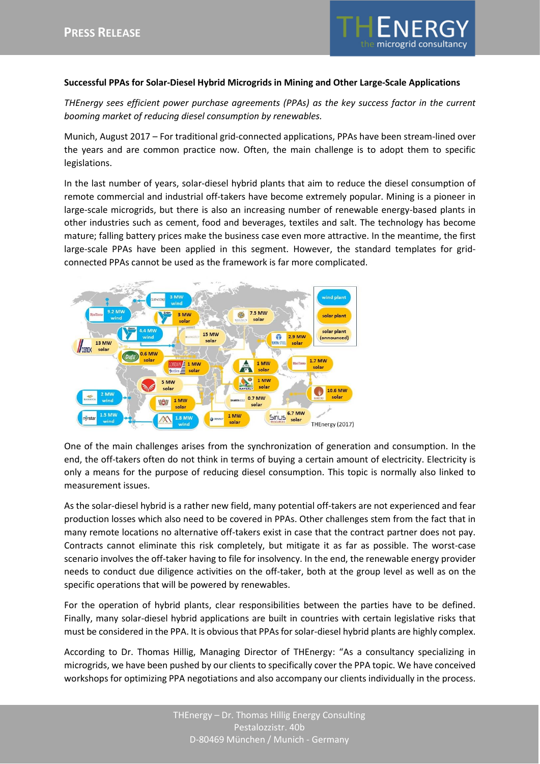**Successful PPAs for Solar-Diesel Hybrid Microgrids in Mining and Other Large-Scale Applications**

*THEnergy sees efficient power purchase agreements (PPAs) as the key success factor in the current booming market of reducing diesel consumption by renewables.*

Munich, August 2017 – For traditional grid-connected applications, PPAs have been stream-lined over the years and are common practice now. Often, the main challenge is to adopt them to specific legislations.

In the last number of years, solar-diesel hybrid plants that aim to reduce the diesel consumption of remote commercial and industrial off-takers have become extremely popular. Mining is a pioneer in large-scale microgrids, but there is also an increasing number of renewable energy-based plants in other industries such as cement, food and beverages, textiles and salt. The technology has become mature; falling battery prices make the business case even more attractive. In the meantime, the first large-scale PPAs have been applied in this segment. However, the standard templates for grid-connected PPAs cannot be used as the framework is far more complicated.

One of the main challenges arises from the synchronization of generation and consumption. In the end, the off-takers often do not think in terms of buying a certain amount of electricity. Electricity is only a means for the purpose of reducing diesel consumption. This topic is normally also linked to measurement issues.

As the solar-diesel hybrid is a rather new field, many potential off-takers are not experienced and fear production losses which also need to be covered in PPAs. Other challenges stem from the fact that in many remote locations no alternative off-takers exist in case that the contract partner does not pay. Contracts cannot eliminate this risk completely, but mitigate it as far as possible. The worst-case scenario involves the off-taker having to file for insolvency. In the end, the renewable energy provider needs to conduct due diligence activities on the off-taker, both at the group level as well as on the specific operations that will be powered by renewables.

For the operation of hybrid plants, clear responsibilities between the parties have to be defined. Finally, many solar-diesel hybrid applications are built in countries with certain legislative risks that must be considered in the PPA. It is obvious that PPAs for solar-diesel hybrid plants are highly complex.

According to Dr. Thomas Hillig, Managing Director of THEnergy: “As a consultancy specializing in microgrids, we have been pushed by our clients to specifically cover the PPA topic. We have conceived workshops for optimizing PPA negotiations and also accompany our clients individually in the process.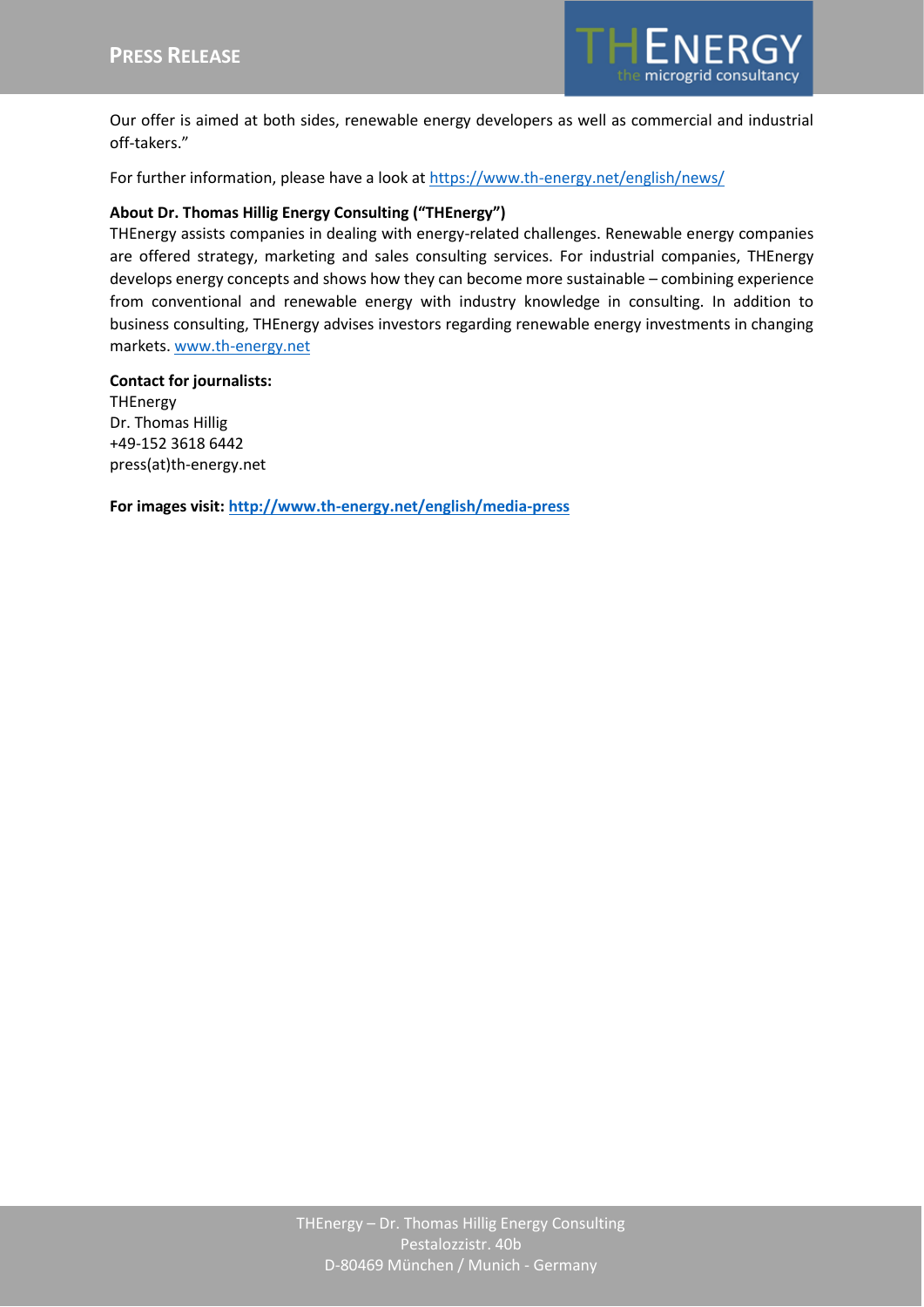Our offer is aimed at both sides, renewable energy developers as well as commercial and industrial off-takers."

For further information, please have a look at https://www.th-energy.net/english/news/

**About Dr. Thomas Hillig Energy Consulting ("THEnergy")**
THEnergy assists companies in dealing with energy-related challenges. Renewable energy companies are offered strategy, marketing and sales consulting services. For industrial companies, THEnergy develops energy concepts and shows how they can become more sustainable – combining experience from conventional and renewable energy with industry knowledge in consulting. In addition to business consulting, THEnergy advises investors regarding renewable energy investments in changing markets. www.th-energy.net

**Contact for journalists:**
THEnergy
Dr. Thomas Hillig
+49-152 3618 6442
press(at)th-energy.net

**For images visit: http://www.th-energy.net/english/media-press**

THEnergy – Dr. Thomas Hillig Energy Consulting
Pestalozzistr. 40b
D-80469 München / Munich - Germany